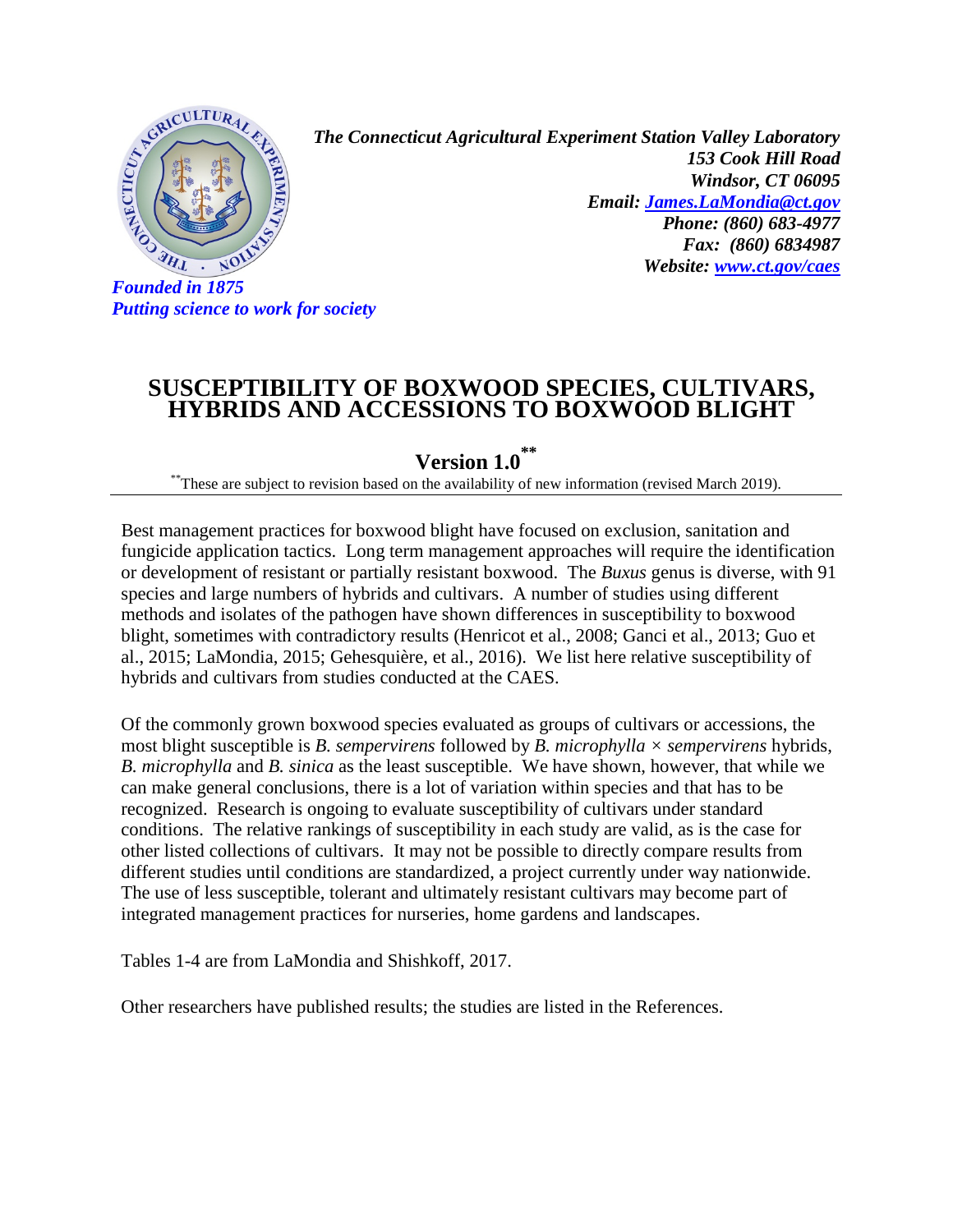*The Connecticut Agricultural Experiment Station Valley Laboratory*
*153 Cook Hill Road*
*Windsor, CT 06095*
*Email: [James.LaMondia@ct.gov](mailto:James.LaMondia@ct.gov)*
*Phone: (860) 683-4977*
*Fax: (860) 6834987*
*Website: [www.ct.gov/caes](http://www.ct.gov/caes)*

*Founded in 1875*
*Putting science to work for society*

# SUSCEPTIBILITY OF BOXWOOD SPECIES, CULTIVARS, HYBRIDS AND ACCESSIONS TO BOXWOOD BLIGHT

## Version 1.0**

**These are subject to revision based on the availability of new information (revised March 2019).

---

Best management practices for boxwood blight have focused on exclusion, sanitation and fungicide application tactics. Long term management approaches will require the identification or development of resistant or partially resistant boxwood. The *Buxus* genus is diverse, with 91 species and large numbers of hybrids and cultivars. A number of studies using different methods and isolates of the pathogen have shown differences in susceptibility to boxwood blight, sometimes with contradictory results (Henricot et al., 2008; Ganci et al., 2013; Guo et al., 2015; LaMondia, 2015; Gehesquière, et al., 2016). We list here relative susceptibility of hybrids and cultivars from studies conducted at the CAES.

Of the commonly grown boxwood species evaluated as groups of cultivars or accessions, the most blight susceptible is *B. sempervirens* followed by *B. microphylla × sempervirens* hybrids, *B. microphylla* and *B. sinica* as the least susceptible. We have shown, however, that while we can make general conclusions, there is a lot of variation within species and that has to be recognized. Research is ongoing to evaluate susceptibility of cultivars under standard conditions. The relative rankings of susceptibility in each study are valid, as is the case for other listed collections of cultivars. It may not be possible to directly compare results from different studies until conditions are standardized, a project currently under way nationwide. The use of less susceptible, tolerant and ultimately resistant cultivars may become part of integrated management practices for nurseries, home gardens and landscapes.

Tables 1-4 are from LaMondia and Shishkoff, 2017.

Other researchers have published results; the studies are listed in the References.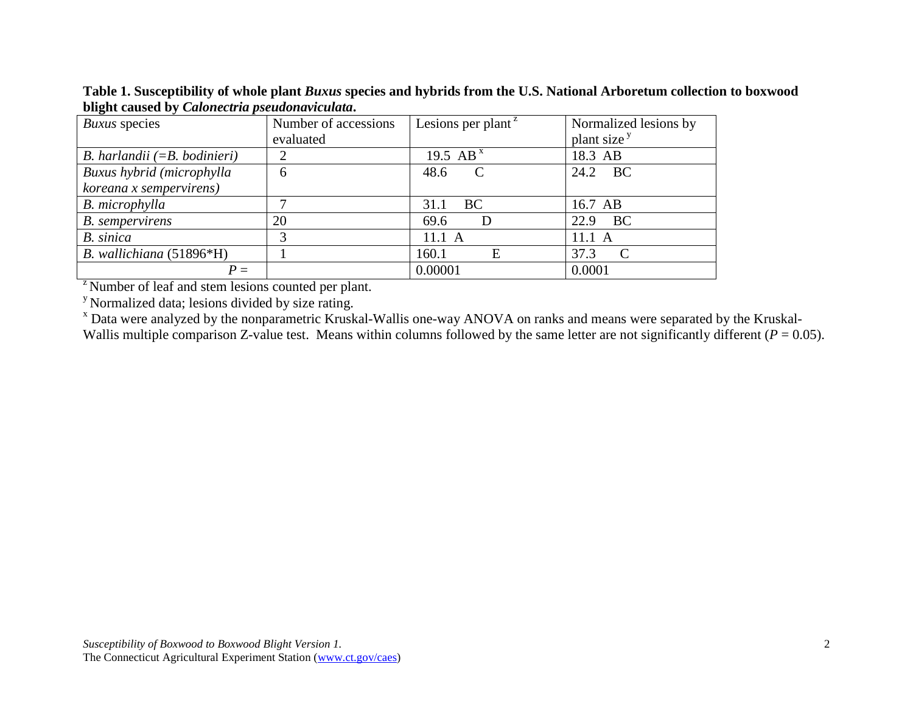**Table 1. Susceptibility of whole plant *Buxus* species and hybrids from the U.S. National Arboretum collection to boxwood blight caused by *Calonectria pseudonaviculata*.**

| *Buxus* species | Number of accessions evaluated | Lesions per plant [z] | Normalized lesions by plant size [y] |
|---|---|---|---|
| *B. harlandii (=B. bodinieri)* | 2 | 19.5 AB [x] | 18.3 AB |
| *Buxus hybrid (microphylla koreana x sempervirens)* | 6 | 48.6 C | 24.2 BC |
| *B. microphylla* | 7 | 31.1 BC | 16.7 AB |
| *B. sempervirens* | 20 | 69.6 D | 22.9 BC |
| *B. sinica* | 3 | 11.1 A | 11.1 A |
| *B. wallichiana* (51896*H) | 1 | 160.1 E | 37.3 C |
| *P* = | | 0.00001 | 0.0001 |

[z] Number of leaf and stem lesions counted per plant.

[y] Normalized data; lesions divided by size rating.

[x] Data were analyzed by the nonparametric Kruskal-Wallis one-way ANOVA on ranks and means were separated by the Kruskal-Wallis multiple comparison Z-value test. Means within columns followed by the same letter are not significantly different ($P = 0.05$).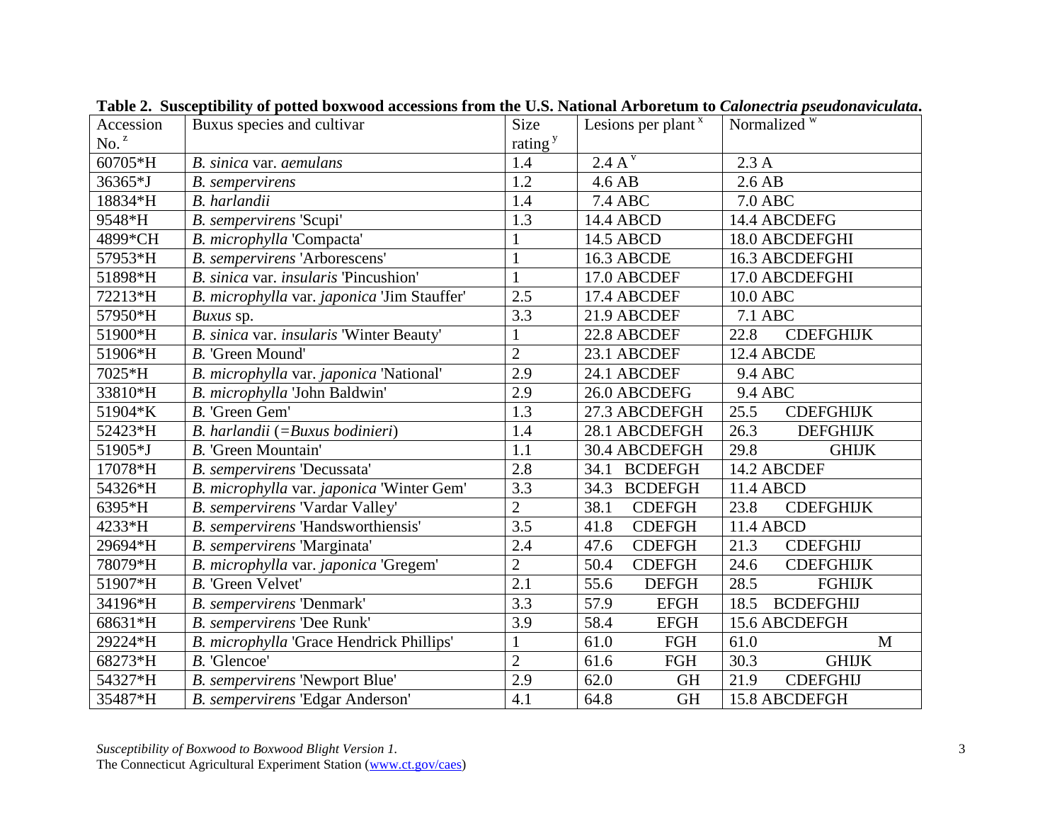**Table 2. Susceptibility of potted boxwood accessions from the U.S. National Arboretum to *Calonectria pseudonaviculata*.**

| Accession No.[z] | Buxus species and cultivar | Size rating[y] | Lesions per plant[x] | Normalized[w] |
|---|---|---|---|---|
| 60705*H | *B. sinica* var. *aemulans* | 1.4 | 2.4 A[v] | 2.3 A |
| 36365*J | *B. sempervirens* | 1.2 | 4.6 AB | 2.6 AB |
| 18834*H | *B. harlandii* | 1.4 | 7.4 ABC | 7.0 ABC |
| 9548*H | *B. sempervirens* 'Scupi' | 1.3 | 14.4 ABCD | 14.4 ABCDEFG |
| 4899*CH | *B. microphylla* 'Compacta' | 1 | 14.5 ABCD | 18.0 ABCDEFGHI |
| 57953*H | *B. sempervirens* 'Arborescens' | 1 | 16.3 ABCDE | 16.3 ABCDEFGHI |
| 51898*H | *B. sinica* var. *insularis* 'Pincushion' | 1 | 17.0 ABCDEF | 17.0 ABCDEFGHI |
| 72213*H | *B. microphylla* var. *japonica* 'Jim Stauffer' | 2.5 | 17.4 ABCDEF | 10.0 ABC |
| 57950*H | *Buxus* sp. | 3.3 | 21.9 ABCDEF | 7.1 ABC |
| 51900*H | *B. sinica* var. *insularis* 'Winter Beauty' | 1 | 22.8 ABCDEF | 22.8 CDEFGHIJK |
| 51906*H | *B.* 'Green Mound' | 2 | 23.1 ABCDEF | 12.4 ABCDE |
| 7025*H | *B. microphylla* var. *japonica* 'National' | 2.9 | 24.1 ABCDEF | 9.4 ABC |
| 33810*H | *B. microphylla* 'John Baldwin' | 2.9 | 26.0 ABCDEFG | 9.4 ABC |
| 51904*K | *B.* 'Green Gem' | 1.3 | 27.3 ABCDEFGH | 25.5 CDEFGHIJK |
| 52423*H | *B. harlandii* (=*Buxus bodinieri*) | 1.4 | 28.1 ABCDEFGH | 26.3 DEFGHIJK |
| 51905*J | *B.* 'Green Mountain' | 1.1 | 30.4 ABCDEFGH | 29.8 GHIJK |
| 17078*H | *B. sempervirens* 'Decussata' | 2.8 | 34.1 BCDEFGH | 14.2 ABCDEF |
| 54326*H | *B. microphylla* var. *japonica* 'Winter Gem' | 3.3 | 34.3 BCDEFGH | 11.4 ABCD |
| 6395*H | *B. sempervirens* 'Vardar Valley' | 2 | 38.1 CDEFGH | 23.8 CDEFGHIJK |
| 4233*H | *B. sempervirens* 'Handsworthiensis' | 3.5 | 41.8 CDEFGH | 11.4 ABCD |
| 29694*H | *B. sempervirens* 'Marginata' | 2.4 | 47.6 CDEFGH | 21.3 CDEFGHIJ |
| 78079*H | *B. microphylla* var. *japonica* 'Gregem' | 2 | 50.4 CDEFGH | 24.6 CDEFGHIJK |
| 51907*H | *B.* 'Green Velvet' | 2.1 | 55.6 DEFGH | 28.5 FGHIJK |
| 34196*H | *B. sempervirens* 'Denmark' | 3.3 | 57.9 EFGH | 18.5 BCDEFGHIJ |
| 68631*H | *B. sempervirens* 'Dee Runk' | 3.9 | 58.4 EFGH | 15.6 ABCDEFGH |
| 29224*H | *B. microphylla* 'Grace Hendrick Phillips' | 1 | 61.0 FGH | 61.0 M |
| 68273*H | *B.* 'Glencoe' | 2 | 61.6 FGH | 30.3 GHIJK |
| 54327*H | *B. sempervirens* 'Newport Blue' | 2.9 | 62.0 GH | 21.9 CDEFGHIJ |
| 35487*H | *B. sempervirens* 'Edgar Anderson' | 4.1 | 64.8 GH | 15.8 ABCDEFGH |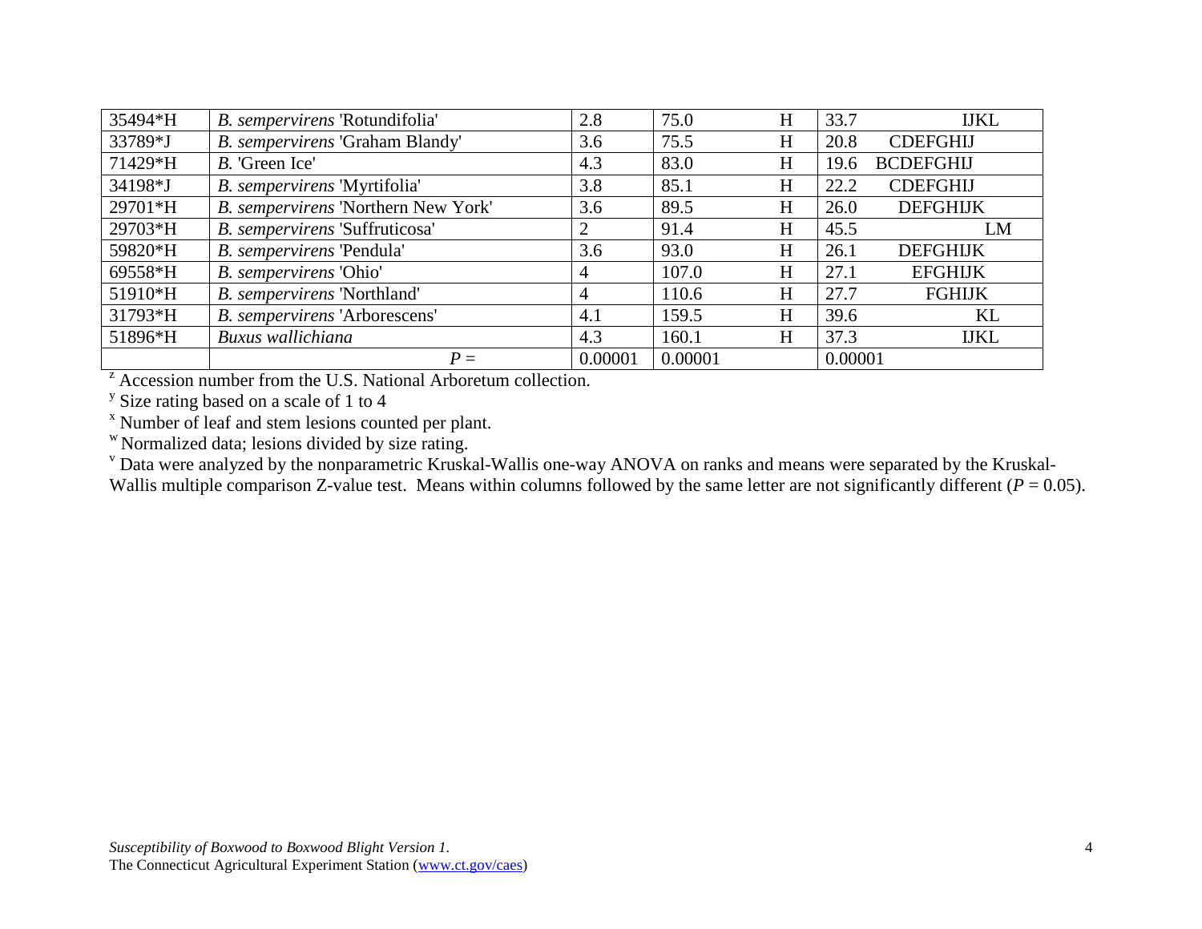| 35494*H | *B. sempervirens* 'Rotundifolia' | 2.8 | 75.0 | H | 33.7 | IJKL |
|---|---|---|---|---|---|---|
| 33789*J | *B. sempervirens* 'Graham Blandy' | 3.6 | 75.5 | H | 20.8 | CDEFGHIJ |
| 71429*H | *B.* 'Green Ice' | 4.3 | 83.0 | H | 19.6 | BCDEFGHIJ |
| 34198*J | *B. sempervirens* 'Myrtifolia' | 3.8 | 85.1 | H | 22.2 | CDEFGHIJ |
| 29701*H | *B. sempervirens* 'Northern New York' | 3.6 | 89.5 | H | 26.0 | DEFGHIJK |
| 29703*H | *B. sempervirens* 'Suffruticosa' | 2 | 91.4 | H | 45.5 | LM |
| 59820*H | *B. sempervirens* 'Pendula' | 3.6 | 93.0 | H | 26.1 | DEFGHIJK |
| 69558*H | *B. sempervirens* 'Ohio' | 4 | 107.0 | H | 27.1 | EFGHIJK |
| 51910*H | *B. sempervirens* 'Northland' | 4 | 110.6 | H | 27.7 | FGHIJK |
| 31793*H | *B. sempervirens* 'Arborescens' | 4.1 | 159.5 | H | 39.6 | KL |
| 51896*H | *Buxus wallichiana* | 4.3 | 160.1 | H | 37.3 | IJKL |
| | $P =$ | 0.00001 | 0.00001 | | 0.00001 | |

[z] Accession number from the U.S. National Arboretum collection.

[y] Size rating based on a scale of 1 to 4

[x] Number of leaf and stem lesions counted per plant.

[w] Normalized data; lesions divided by size rating.

[v] Data were analyzed by the nonparametric Kruskal-Wallis one-way ANOVA on ranks and means were separated by the Kruskal-Wallis multiple comparison Z-value test. Means within columns followed by the same letter are not significantly different ($P = 0.05$).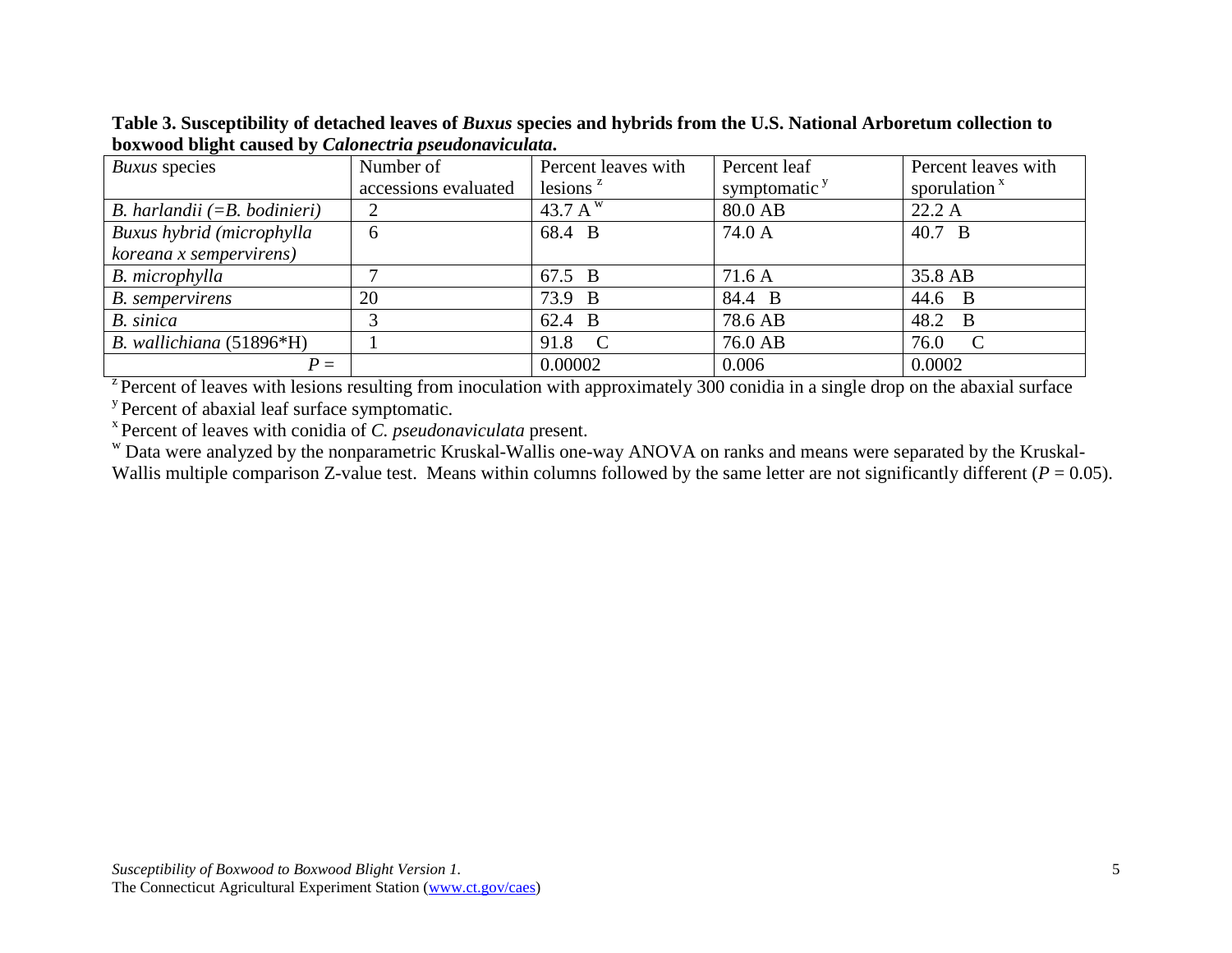**Table 3. Susceptibility of detached leaves of *Buxus* species and hybrids from the U.S. National Arboretum collection to boxwood blight caused by *Calonectria pseudonaviculata*.**

| *Buxus* species | Number of accessions evaluated | Percent leaves with lesions [z] | Percent leaf symptomatic [y] | Percent leaves with sporulation [x] |
|---|---|---|---|---|
| *B. harlandii (=B. bodinieri)* | 2 | 43.7 A [w] | 80.0 AB | 22.2 A |
| *Buxus hybrid (microphylla koreana x sempervirens)* | 6 | 68.4 B | 74.0 A | 40.7 B |
| *B. microphylla* | 7 | 67.5 B | 71.6 A | 35.8 AB |
| *B. sempervirens* | 20 | 73.9 B | 84.4 B | 44.6 B |
| *B. sinica* | 3 | 62.4 B | 78.6 AB | 48.2 B |
| *B. wallichiana* (51896*H) | 1 | 91.8 C | 76.0 AB | 76.0 C |
| $P =$ | | 0.00002 | 0.006 | 0.0002 |

[z] Percent of leaves with lesions resulting from inoculation with approximately 300 conidia in a single drop on the abaxial surface

[y] Percent of abaxial leaf surface symptomatic.

[x] Percent of leaves with conidia of *C. pseudonaviculata* present.

[w] Data were analyzed by the nonparametric Kruskal-Wallis one-way ANOVA on ranks and means were separated by the Kruskal-Wallis multiple comparison Z-value test. Means within columns followed by the same letter are not significantly different ($P = 0.05$).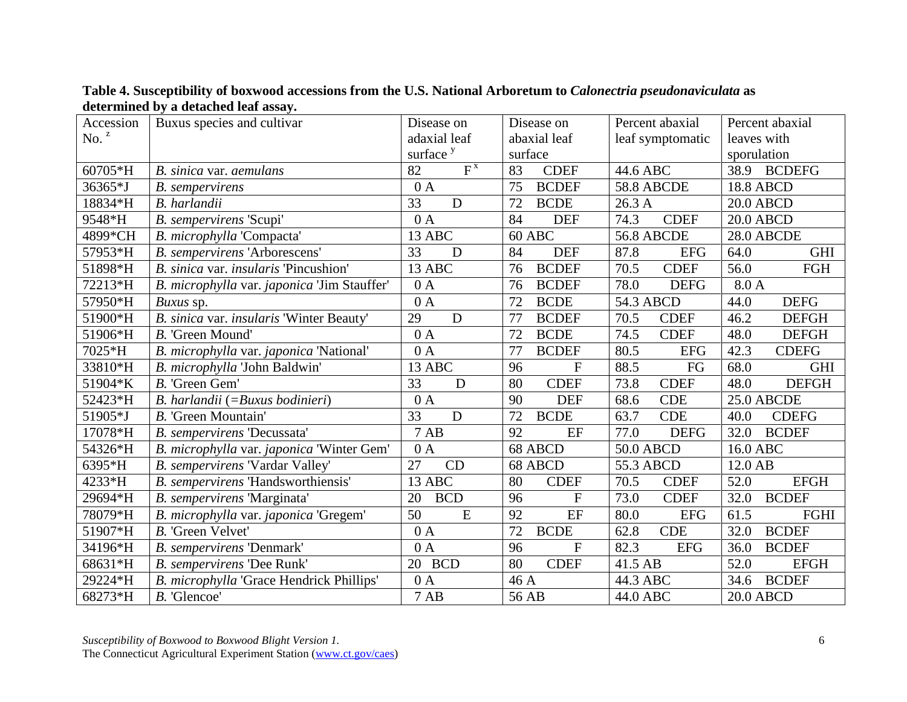**Table 4. Susceptibility of boxwood accessions from the U.S. National Arboretum to *Calonectria pseudonaviculata* as determined by a detached leaf assay.**

| Accession No. [z] | Buxus species and cultivar | Disease on adaxial leaf surface [y] | Disease on abaxial leaf surface | Percent abaxial leaf symptomatic | Percent abaxial leaves with sporulation |
|---|---|---|---|---|---|
| 60705*H | *B. sinica* var. *aemulans* | 82 F [x] | 83 CDEF | 44.6 ABC | 38.9 BCDEFG |
| 36365*J | *B. sempervirens* | 0 A | 75 BCDEF | 58.8 ABCDE | 18.8 ABCD |
| 18834*H | *B. harlandii* | 33 D | 72 BCDE | 26.3 A | 20.0 ABCD |
| 9548*H | *B. sempervirens* 'Scupi' | 0 A | 84 DEF | 74.3 CDEF | 20.0 ABCD |
| 4899*CH | *B. microphylla* 'Compacta' | 13 ABC | 60 ABC | 56.8 ABCDE | 28.0 ABCDE |
| 57953*H | *B. sempervirens* 'Arborescens' | 33 D | 84 DEF | 87.8 EFG | 64.0 GHI |
| 51898*H | *B. sinica* var. *insularis* 'Pincushion' | 13 ABC | 76 BCDEF | 70.5 CDEF | 56.0 FGH |
| 72213*H | *B. microphylla* var. *japonica* 'Jim Stauffer' | 0 A | 76 BCDEF | 78.0 DEFG | 8.0 A |
| 57950*H | *Buxus* sp. | 0 A | 72 BCDE | 54.3 ABCD | 44.0 DEFG |
| 51900*H | *B. sinica* var. *insularis* 'Winter Beauty' | 29 D | 77 BCDEF | 70.5 CDEF | 46.2 DEFGH |
| 51906*H | *B.* 'Green Mound' | 0 A | 72 BCDE | 74.5 CDEF | 48.0 DEFGH |
| 7025*H | *B. microphylla* var. *japonica* 'National' | 0 A | 77 BCDEF | 80.5 EFG | 42.3 CDEFG |
| 33810*H | *B. microphylla* 'John Baldwin' | 13 ABC | 96 F | 88.5 FG | 68.0 GHI |
| 51904*K | *B.* 'Green Gem' | 33 D | 80 CDEF | 73.8 CDEF | 48.0 DEFGH |
| 52423*H | *B. harlandii* (=*Buxus bodinieri*) | 0 A | 90 DEF | 68.6 CDE | 25.0 ABCDE |
| 51905*J | *B.* 'Green Mountain' | 33 D | 72 BCDE | 63.7 CDE | 40.0 CDEFG |
| 17078*H | *B. sempervirens* 'Decussata' | 7 AB | 92 EF | 77.0 DEFG | 32.0 BCDEF |
| 54326*H | *B. microphylla* var. *japonica* 'Winter Gem' | 0 A | 68 ABCD | 50.0 ABCD | 16.0 ABC |
| 6395*H | *B. sempervirens* 'Vardar Valley' | 27 CD | 68 ABCD | 55.3 ABCD | 12.0 AB |
| 4233*H | *B. sempervirens* 'Handsworthiensis' | 13 ABC | 80 CDEF | 70.5 CDEF | 52.0 EFGH |
| 29694*H | *B. sempervirens* 'Marginata' | 20 BCD | 96 F | 73.0 CDEF | 32.0 BCDEF |
| 78079*H | *B. microphylla* var. *japonica* 'Gregem' | 50 E | 92 EF | 80.0 EFG | 61.5 FGHI |
| 51907*H | *B.* 'Green Velvet' | 0 A | 72 BCDE | 62.8 CDE | 32.0 BCDEF |
| 34196*H | *B. sempervirens* 'Denmark' | 0 A | 96 F | 82.3 EFG | 36.0 BCDEF |
| 68631*H | *B. sempervirens* 'Dee Runk' | 20 BCD | 80 CDEF | 41.5 AB | 52.0 EFGH |
| 29224*H | *B. microphylla* 'Grace Hendrick Phillips' | 0 A | 46 A | 44.3 ABC | 34.6 BCDEF |
| 68273*H | *B.* 'Glencoe' | 7 AB | 56 AB | 44.0 ABC | 20.0 ABCD |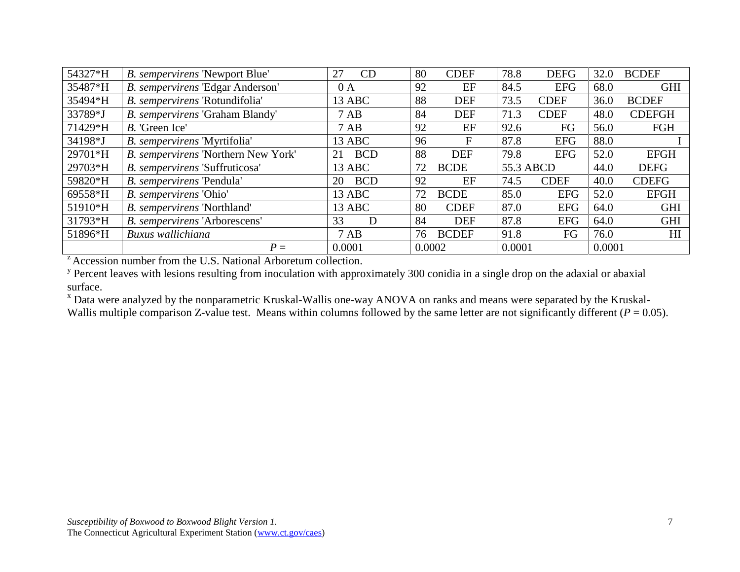| 54327*H | *B. sempervirens* 'Newport Blue' | 27 CD | 80 CDEF | 78.8 DEFG | 32.0 BCDEF |
|---|---|---|---|---|---|
| 35487*H | *B. sempervirens* 'Edgar Anderson' | 0 A | 92 EF | 84.5 EFG | 68.0 GHI |
| 35494*H | *B. sempervirens* 'Rotundifolia' | 13 ABC | 88 DEF | 73.5 CDEF | 36.0 BCDEF |
| 33789*J | *B. sempervirens* 'Graham Blandy' | 7 AB | 84 DEF | 71.3 CDEF | 48.0 CDEFGH |
| 71429*H | *B.* 'Green Ice' | 7 AB | 92 EF | 92.6 FG | 56.0 FGH |
| 34198*J | *B. sempervirens* 'Myrtifolia' | 13 ABC | 96 F | 87.8 EFG | 88.0 I |
| 29701*H | *B. sempervirens* 'Northern New York' | 21 BCD | 88 DEF | 79.8 EFG | 52.0 EFGH |
| 29703*H | *B. sempervirens* 'Suffruticosa' | 13 ABC | 72 BCDE | 55.3 ABCD | 44.0 DEFG |
| 59820*H | *B. sempervirens* 'Pendula' | 20 BCD | 92 EF | 74.5 CDEF | 40.0 CDEFG |
| 69558*H | *B. sempervirens* 'Ohio' | 13 ABC | 72 BCDE | 85.0 EFG | 52.0 EFGH |
| 51910*H | *B. sempervirens* 'Northland' | 13 ABC | 80 CDEF | 87.0 EFG | 64.0 GHI |
| 31793*H | *B. sempervirens* 'Arborescens' | 33 D | 84 DEF | 87.8 EFG | 64.0 GHI |
| 51896*H | *Buxus wallichiana* | 7 AB | 76 BCDEF | 91.8 FG | 76.0 HI |
| | *P* = | 0.0001 | 0.0002 | 0.0001 | 0.0001 |

[z] Accession number from the U.S. National Arboretum collection.

[y] Percent leaves with lesions resulting from inoculation with approximately 300 conidia in a single drop on the adaxial or abaxial surface.

[x] Data were analyzed by the nonparametric Kruskal-Wallis one-way ANOVA on ranks and means were separated by the Kruskal-Wallis multiple comparison Z-value test. Means within columns followed by the same letter are not significantly different ($P = 0.05$).

*Susceptibility of Boxwood to Boxwood Blight Version 1.*
The Connecticut Agricultural Experiment Station (www.ct.gov/caes)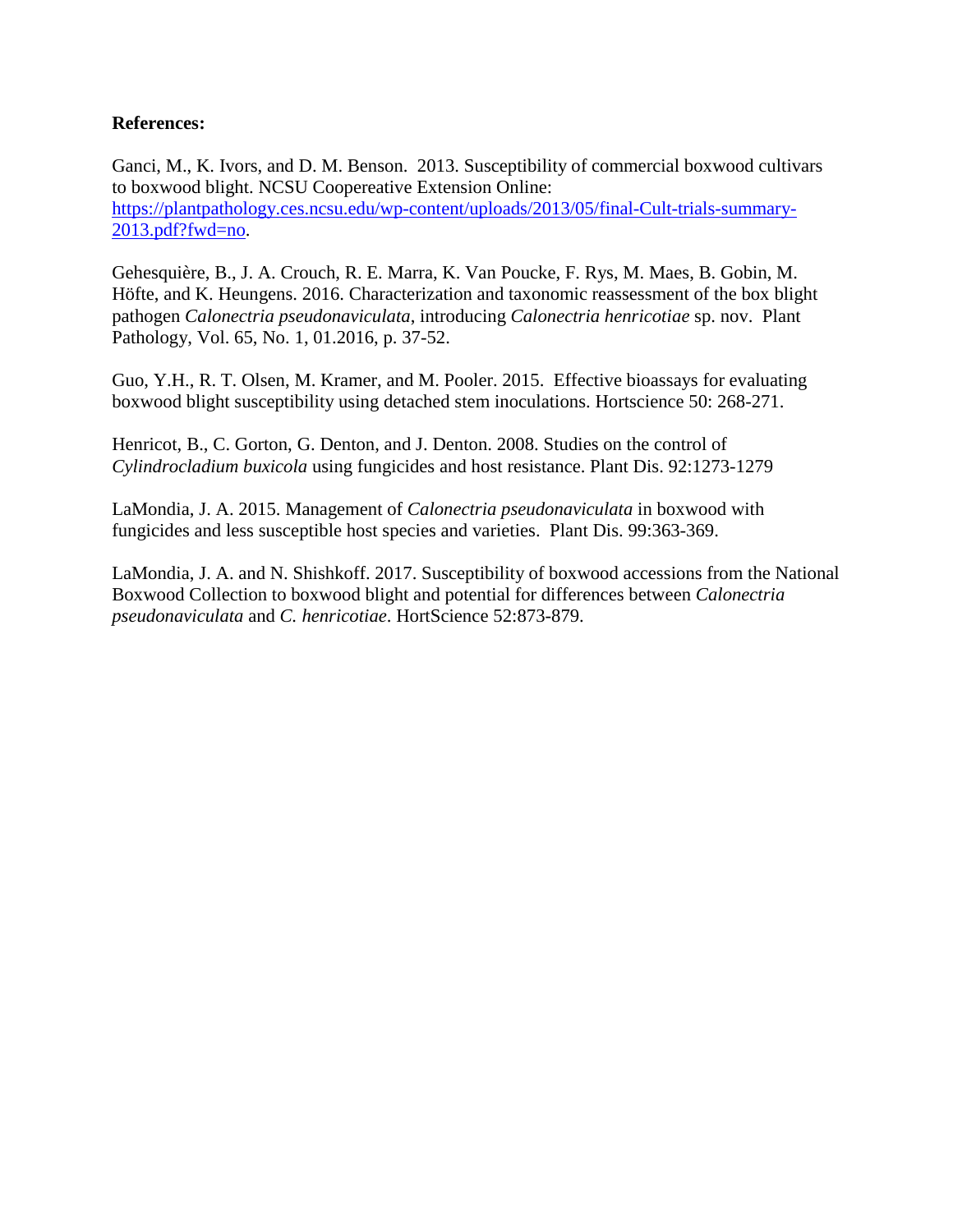**References:**

Ganci, M., K. Ivors, and D. M. Benson. 2013. Susceptibility of commercial boxwood cultivars to boxwood blight. NCSU Coopereative Extension Online: [https://plantpathology.ces.ncsu.edu/wp-content/uploads/2013/05/final-Cult-trials-summary-2013.pdf?fwd=no](https://plantpathology.ces.ncsu.edu/wp-content/uploads/2013/05/final-Cult-trials-summary-2013.pdf?fwd=no).

Gehesquière, B., J. A. Crouch, R. E. Marra, K. Van Poucke, F. Rys, M. Maes, B. Gobin, M. Höfte, and K. Heungens. 2016. Characterization and taxonomic reassessment of the box blight pathogen *Calonectria pseudonaviculata*, introducing *Calonectria henricotiae* sp. nov. Plant Pathology, Vol. 65, No. 1, 01.2016, p. 37-52.

Guo, Y.H., R. T. Olsen, M. Kramer, and M. Pooler. 2015. Effective bioassays for evaluating boxwood blight susceptibility using detached stem inoculations. Hortscience 50: 268-271.

Henricot, B., C. Gorton, G. Denton, and J. Denton. 2008. Studies on the control of *Cylindrocladium buxicola* using fungicides and host resistance. Plant Dis. 92:1273-1279

LaMondia, J. A. 2015. Management of *Calonectria pseudonaviculata* in boxwood with fungicides and less susceptible host species and varieties. Plant Dis. 99:363-369.

LaMondia, J. A. and N. Shishkoff. 2017. Susceptibility of boxwood accessions from the National Boxwood Collection to boxwood blight and potential for differences between *Calonectria pseudonaviculata* and *C. henricotiae*. HortScience 52:873-879.